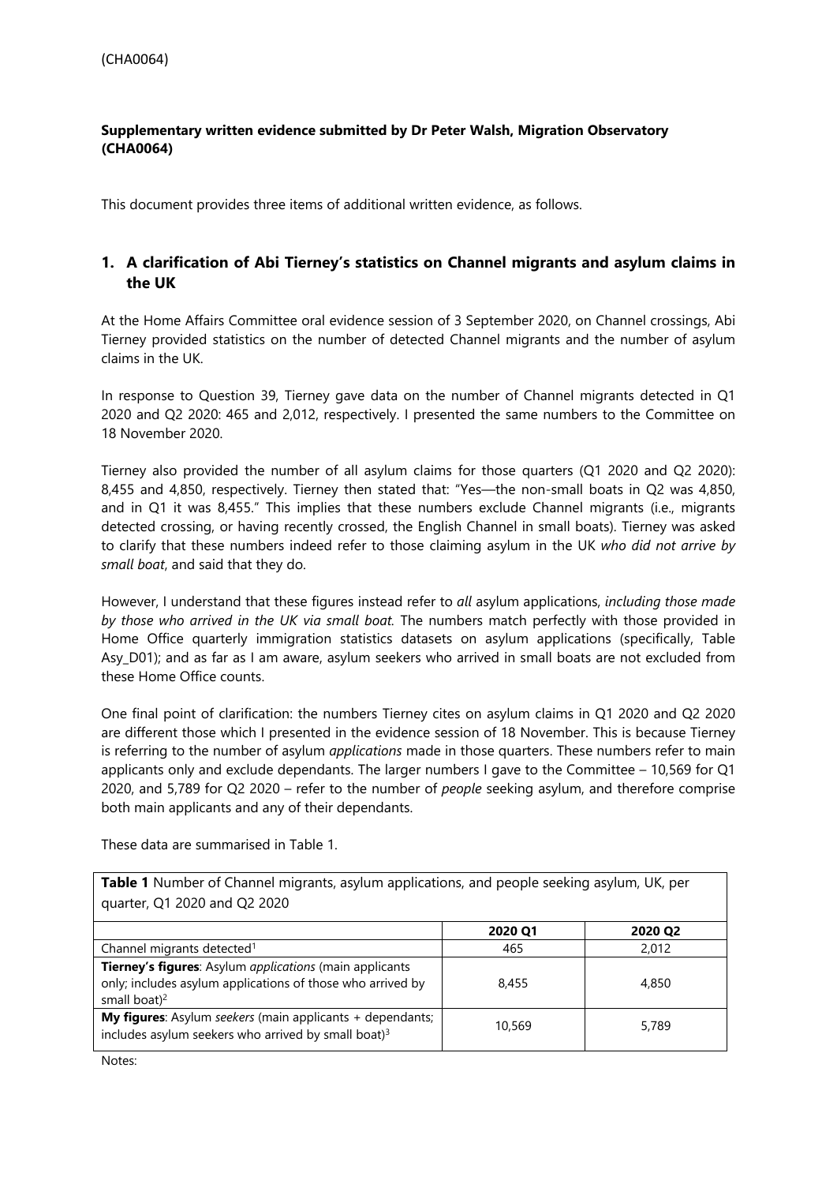(CHA0064)

**Supplementary written evidence submitted by Dr Peter Walsh, Migration Observatory (CHA0064)**

This document provides three items of additional written evidence, as follows.

## 1. A clarification of Abi Tierney's statistics on Channel migrants and asylum claims in the UK

At the Home Affairs Committee oral evidence session of 3 September 2020, on Channel crossings, Abi Tierney provided statistics on the number of detected Channel migrants and the number of asylum claims in the UK.

In response to Question 39, Tierney gave data on the number of Channel migrants detected in Q1 2020 and Q2 2020: 465 and 2,012, respectively. I presented the same numbers to the Committee on 18 November 2020.

Tierney also provided the number of all asylum claims for those quarters (Q1 2020 and Q2 2020): 8,455 and 4,850, respectively. Tierney then stated that: "Yes—the non-small boats in Q2 was 4,850, and in Q1 it was 8,455." This implies that these numbers exclude Channel migrants (i.e., migrants detected crossing, or having recently crossed, the English Channel in small boats). Tierney was asked to clarify that these numbers indeed refer to those claiming asylum in the UK *who did not arrive by small boat*, and said that they do.

However, I understand that these figures instead refer to *all* asylum applications, *including those made by those who arrived in the UK via small boat.* The numbers match perfectly with those provided in Home Office quarterly immigration statistics datasets on asylum applications (specifically, Table Asy_D01); and as far as I am aware, asylum seekers who arrived in small boats are not excluded from these Home Office counts.

One final point of clarification: the numbers Tierney cites on asylum claims in Q1 2020 and Q2 2020 are different those which I presented in the evidence session of 18 November. This is because Tierney is referring to the number of asylum *applications* made in those quarters. These numbers refer to main applicants only and exclude dependants. The larger numbers I gave to the Committee – 10,569 for Q1 2020, and 5,789 for Q2 2020 – refer to the number of *people* seeking asylum, and therefore comprise both main applicants and any of their dependants.

These data are summarised in Table 1.

**Table 1** Number of Channel migrants, asylum applications, and people seeking asylum, UK, per quarter, Q1 2020 and Q2 2020

| | 2020 Q1 | 2020 Q2 |
|---|---|---|
| Channel migrants detected[1] | 465 | 2,012 |
| **Tierney's figures**: Asylum *applications* (main applicants only; includes asylum applications of those who arrived by small boat)[2] | 8,455 | 4,850 |
| **My figures**: Asylum *seekers* (main applicants + dependants; includes asylum seekers who arrived by small boat)[3] | 10,569 | 5,789 |

Notes: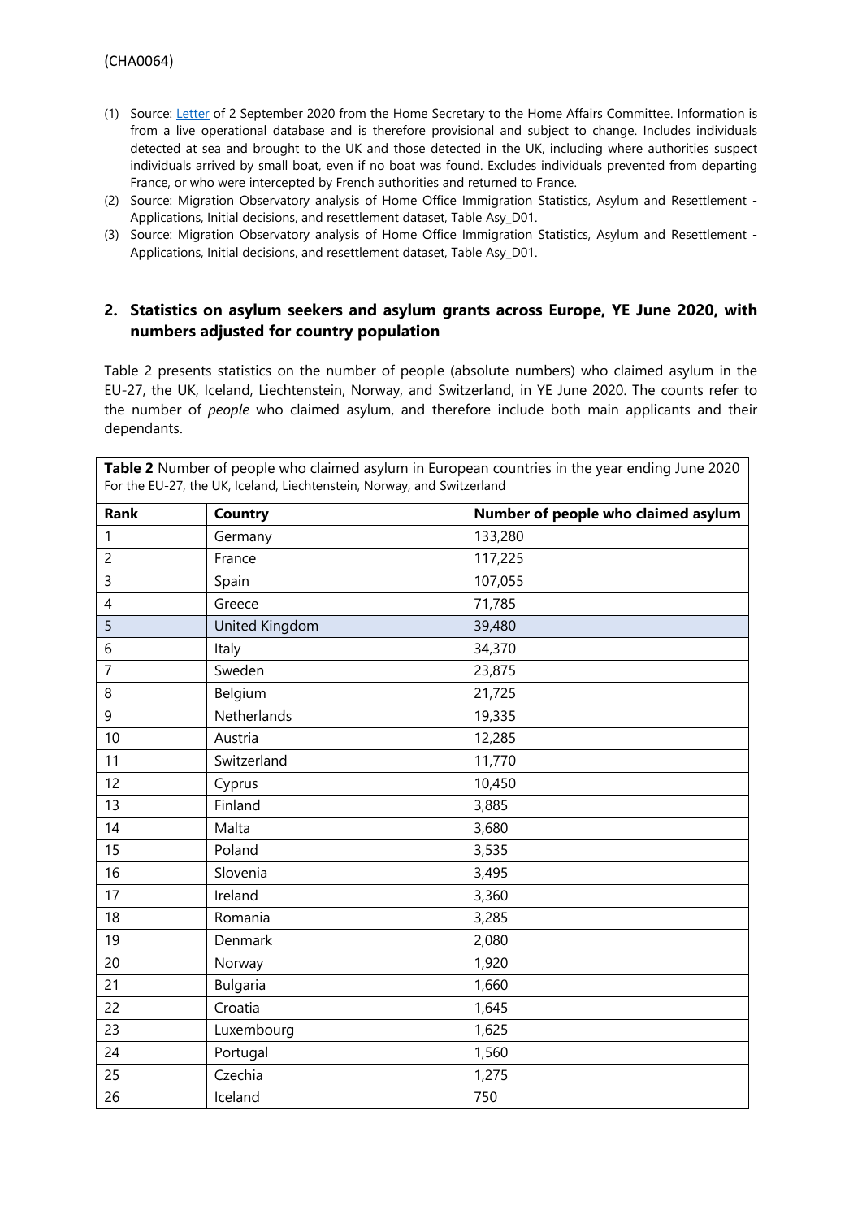(CHA0064)

(1) Source: [Letter](#) of 2 September 2020 from the Home Secretary to the Home Affairs Committee. Information is from a live operational database and is therefore provisional and subject to change. Includes individuals detected at sea and brought to the UK and those detected in the UK, including where authorities suspect individuals arrived by small boat, even if no boat was found. Excludes individuals prevented from departing France, or who were intercepted by French authorities and returned to France.
(2) Source: Migration Observatory analysis of Home Office Immigration Statistics, Asylum and Resettlement - Applications, Initial decisions, and resettlement dataset, Table Asy_D01.
(3) Source: Migration Observatory analysis of Home Office Immigration Statistics, Asylum and Resettlement - Applications, Initial decisions, and resettlement dataset, Table Asy_D01.

## 2. Statistics on asylum seekers and asylum grants across Europe, YE June 2020, with numbers adjusted for country population

Table 2 presents statistics on the number of people (absolute numbers) who claimed asylum in the EU-27, the UK, Iceland, Liechtenstein, Norway, and Switzerland, in YE June 2020. The counts refer to the number of *people* who claimed asylum, and therefore include both main applicants and their dependants.

**Table 2** Number of people who claimed asylum in European countries in the year ending June 2020
For the EU-27, the UK, Iceland, Liechtenstein, Norway, and Switzerland

| Rank | Country | Number of people who claimed asylum |
|---|---|---|
| 1 | Germany | 133,280 |
| 2 | France | 117,225 |
| 3 | Spain | 107,055 |
| 4 | Greece | 71,785 |
| 5 | United Kingdom | 39,480 |
| 6 | Italy | 34,370 |
| 7 | Sweden | 23,875 |
| 8 | Belgium | 21,725 |
| 9 | Netherlands | 19,335 |
| 10 | Austria | 12,285 |
| 11 | Switzerland | 11,770 |
| 12 | Cyprus | 10,450 |
| 13 | Finland | 3,885 |
| 14 | Malta | 3,680 |
| 15 | Poland | 3,535 |
| 16 | Slovenia | 3,495 |
| 17 | Ireland | 3,360 |
| 18 | Romania | 3,285 |
| 19 | Denmark | 2,080 |
| 20 | Norway | 1,920 |
| 21 | Bulgaria | 1,660 |
| 22 | Croatia | 1,645 |
| 23 | Luxembourg | 1,625 |
| 24 | Portugal | 1,560 |
| 25 | Czechia | 1,275 |
| 26 | Iceland | 750 |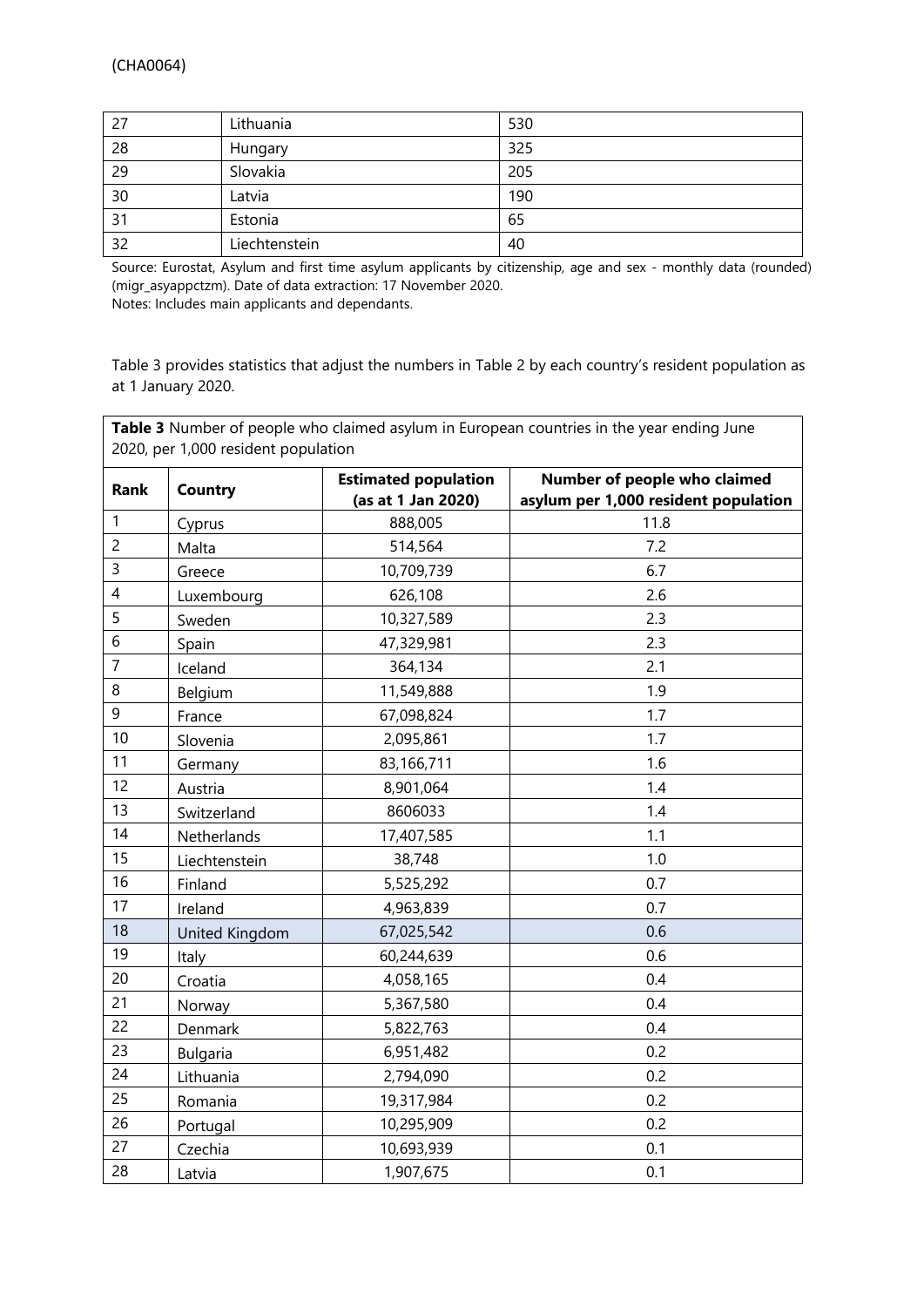(CHA0064)

| 27 | Lithuania | 530 |
|---|---|---|
| 28 | Hungary | 325 |
| 29 | Slovakia | 205 |
| 30 | Latvia | 190 |
| 31 | Estonia | 65 |
| 32 | Liechtenstein | 40 |

Source: Eurostat, Asylum and first time asylum applicants by citizenship, age and sex - monthly data (rounded) (migr_asyappctzm). Date of data extraction: 17 November 2020.
Notes: Includes main applicants and dependants.

Table 3 provides statistics that adjust the numbers in Table 2 by each country's resident population as at 1 January 2020.

**Table 3** Number of people who claimed asylum in European countries in the year ending June 2020, per 1,000 resident population

| Rank | Country | Estimated population (as at 1 Jan 2020) | Number of people who claimed asylum per 1,000 resident population |
|---|---|---|---|
| 1 | Cyprus | 888,005 | 11.8 |
| 2 | Malta | 514,564 | 7.2 |
| 3 | Greece | 10,709,739 | 6.7 |
| 4 | Luxembourg | 626,108 | 2.6 |
| 5 | Sweden | 10,327,589 | 2.3 |
| 6 | Spain | 47,329,981 | 2.3 |
| 7 | Iceland | 364,134 | 2.1 |
| 8 | Belgium | 11,549,888 | 1.9 |
| 9 | France | 67,098,824 | 1.7 |
| 10 | Slovenia | 2,095,861 | 1.7 |
| 11 | Germany | 83,166,711 | 1.6 |
| 12 | Austria | 8,901,064 | 1.4 |
| 13 | Switzerland | 8606033 | 1.4 |
| 14 | Netherlands | 17,407,585 | 1.1 |
| 15 | Liechtenstein | 38,748 | 1.0 |
| 16 | Finland | 5,525,292 | 0.7 |
| 17 | Ireland | 4,963,839 | 0.7 |
| 18 | United Kingdom | 67,025,542 | 0.6 |
| 19 | Italy | 60,244,639 | 0.6 |
| 20 | Croatia | 4,058,165 | 0.4 |
| 21 | Norway | 5,367,580 | 0.4 |
| 22 | Denmark | 5,822,763 | 0.4 |
| 23 | Bulgaria | 6,951,482 | 0.2 |
| 24 | Lithuania | 2,794,090 | 0.2 |
| 25 | Romania | 19,317,984 | 0.2 |
| 26 | Portugal | 10,295,909 | 0.2 |
| 27 | Czechia | 10,693,939 | 0.1 |
| 28 | Latvia | 1,907,675 | 0.1 |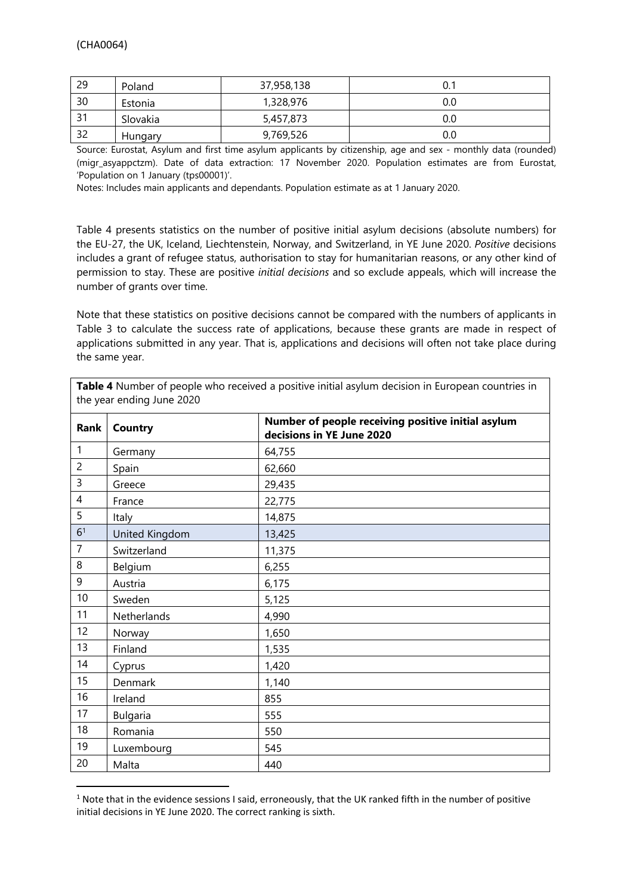| 29 | Poland | 37,958,138 | 0.1 |
|---|---|---|---|
| 30 | Estonia | 1,328,976 | 0.0 |
| 31 | Slovakia | 5,457,873 | 0.0 |
| 32 | Hungary | 9,769,526 | 0.0 |

Source: Eurostat, Asylum and first time asylum applicants by citizenship, age and sex - monthly data (rounded) (migr_asyappctzm). Date of data extraction: 17 November 2020. Population estimates are from Eurostat, 'Population on 1 January (tps00001)'.

Notes: Includes main applicants and dependants. Population estimate as at 1 January 2020.

Table 4 presents statistics on the number of positive initial asylum decisions (absolute numbers) for the EU-27, the UK, Iceland, Liechtenstein, Norway, and Switzerland, in YE June 2020. *Positive* decisions includes a grant of refugee status, authorisation to stay for humanitarian reasons, or any other kind of permission to stay. These are positive *initial decisions* and so exclude appeals, which will increase the number of grants over time.

Note that these statistics on positive decisions cannot be compared with the numbers of applicants in Table 3 to calculate the success rate of applications, because these grants are made in respect of applications submitted in any year. That is, applications and decisions will often not take place during the same year.

**Table 4** Number of people who received a positive initial asylum decision in European countries in the year ending June 2020

| Rank | Country | Number of people receiving positive initial asylum decisions in YE June 2020 |
|---|---|---|
| 1 | Germany | 64,755 |
| 2 | Spain | 62,660 |
| 3 | Greece | 29,435 |
| 4 | France | 22,775 |
| 5 | Italy | 14,875 |
| 6[1] | United Kingdom | 13,425 |
| 7 | Switzerland | 11,375 |
| 8 | Belgium | 6,255 |
| 9 | Austria | 6,175 |
| 10 | Sweden | 5,125 |
| 11 | Netherlands | 4,990 |
| 12 | Norway | 1,650 |
| 13 | Finland | 1,535 |
| 14 | Cyprus | 1,420 |
| 15 | Denmark | 1,140 |
| 16 | Ireland | 855 |
| 17 | Bulgaria | 555 |
| 18 | Romania | 550 |
| 19 | Luxembourg | 545 |
| 20 | Malta | 440 |

[1] Note that in the evidence sessions I said, erroneously, that the UK ranked fifth in the number of positive initial decisions in YE June 2020. The correct ranking is sixth.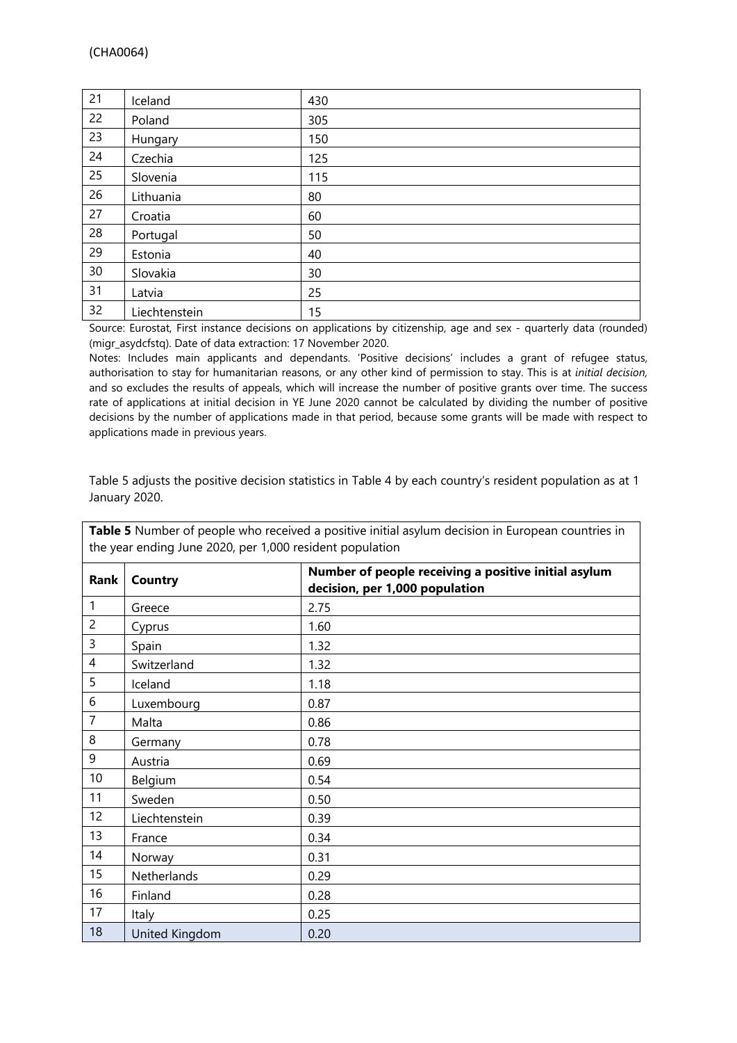| 21 | Iceland | 430 |
|---|---|---|
| 22 | Poland | 305 |
| 23 | Hungary | 150 |
| 24 | Czechia | 125 |
| 25 | Slovenia | 115 |
| 26 | Lithuania | 80 |
| 27 | Croatia | 60 |
| 28 | Portugal | 50 |
| 29 | Estonia | 40 |
| 30 | Slovakia | 30 |
| 31 | Latvia | 25 |
| 32 | Liechtenstein | 15 |

Source: Eurostat, First instance decisions on applications by citizenship, age and sex - quarterly data (rounded) (migr_asydcfstq). Date of data extraction: 17 November 2020.

Notes: Includes main applicants and dependants. 'Positive decisions' includes a grant of refugee status, authorisation to stay for humanitarian reasons, or any other kind of permission to stay. This is at *initial decision,* and so excludes the results of appeals, which will increase the number of positive grants over time. The success rate of applications at initial decision in YE June 2020 cannot be calculated by dividing the number of positive decisions by the number of applications made in that period, because some grants will be made with respect to applications made in previous years.

Table 5 adjusts the positive decision statistics in Table 4 by each country's resident population as at 1 January 2020.

**Table 5** Number of people who received a positive initial asylum decision in European countries in the year ending June 2020, per 1,000 resident population

| Rank | Country | Number of people receiving a positive initial asylum decision, per 1,000 population |
|---|---|---|
| 1 | Greece | 2.75 |
| 2 | Cyprus | 1.60 |
| 3 | Spain | 1.32 |
| 4 | Switzerland | 1.32 |
| 5 | Iceland | 1.18 |
| 6 | Luxembourg | 0.87 |
| 7 | Malta | 0.86 |
| 8 | Germany | 0.78 |
| 9 | Austria | 0.69 |
| 10 | Belgium | 0.54 |
| 11 | Sweden | 0.50 |
| 12 | Liechtenstein | 0.39 |
| 13 | France | 0.34 |
| 14 | Norway | 0.31 |
| 15 | Netherlands | 0.29 |
| 16 | Finland | 0.28 |
| 17 | Italy | 0.25 |
| 18 | United Kingdom | 0.20 |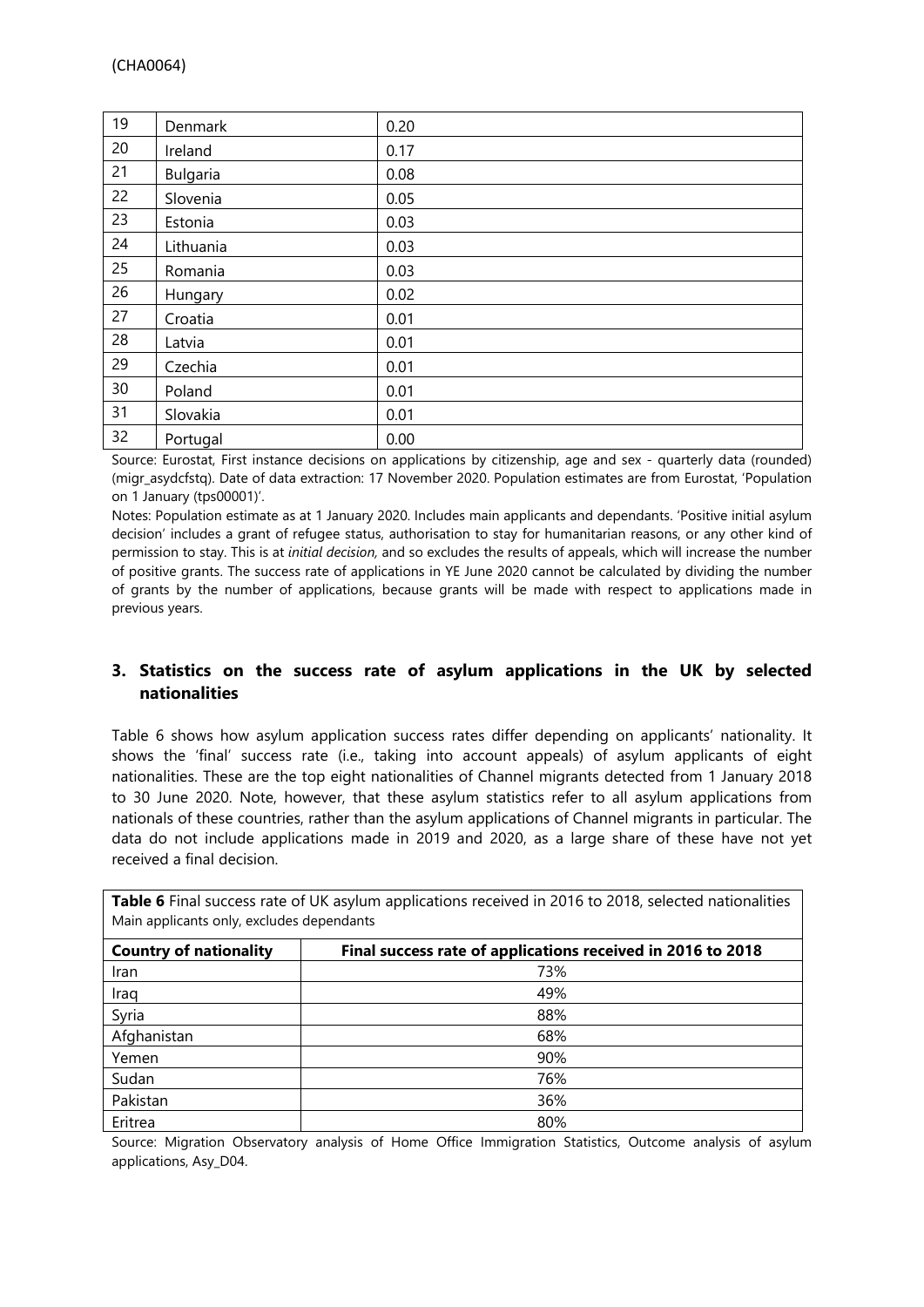| 19 | Denmark | 0.20 |
|---|---|---|
| 20 | Ireland | 0.17 |
| 21 | Bulgaria | 0.08 |
| 22 | Slovenia | 0.05 |
| 23 | Estonia | 0.03 |
| 24 | Lithuania | 0.03 |
| 25 | Romania | 0.03 |
| 26 | Hungary | 0.02 |
| 27 | Croatia | 0.01 |
| 28 | Latvia | 0.01 |
| 29 | Czechia | 0.01 |
| 30 | Poland | 0.01 |
| 31 | Slovakia | 0.01 |
| 32 | Portugal | 0.00 |

Source: Eurostat, First instance decisions on applications by citizenship, age and sex - quarterly data (rounded) (migr_asydcfstq). Date of data extraction: 17 November 2020. Population estimates are from Eurostat, 'Population on 1 January (tps00001)'.

Notes: Population estimate as at 1 January 2020. Includes main applicants and dependants. 'Positive initial asylum decision' includes a grant of refugee status, authorisation to stay for humanitarian reasons, or any other kind of permission to stay. This is at *initial decision,* and so excludes the results of appeals, which will increase the number of positive grants. The success rate of applications in YE June 2020 cannot be calculated by dividing the number of grants by the number of applications, because grants will be made with respect to applications made in previous years.

## 3. Statistics on the success rate of asylum applications in the UK by selected nationalities

Table 6 shows how asylum application success rates differ depending on applicants' nationality. It shows the 'final' success rate (i.e., taking into account appeals) of asylum applicants of eight nationalities. These are the top eight nationalities of Channel migrants detected from 1 January 2018 to 30 June 2020. Note, however, that these asylum statistics refer to all asylum applications from nationals of these countries, rather than the asylum applications of Channel migrants in particular. The data do not include applications made in 2019 and 2020, as a large share of these have not yet received a final decision.

**Table 6** Final success rate of UK asylum applications received in 2016 to 2018, selected nationalities
Main applicants only, excludes dependants

| Country of nationality | Final success rate of applications received in 2016 to 2018 |
|---|---|
| Iran | 73% |
| Iraq | 49% |
| Syria | 88% |
| Afghanistan | 68% |
| Yemen | 90% |
| Sudan | 76% |
| Pakistan | 36% |
| Eritrea | 80% |

Source: Migration Observatory analysis of Home Office Immigration Statistics, Outcome analysis of asylum applications, Asy_D04.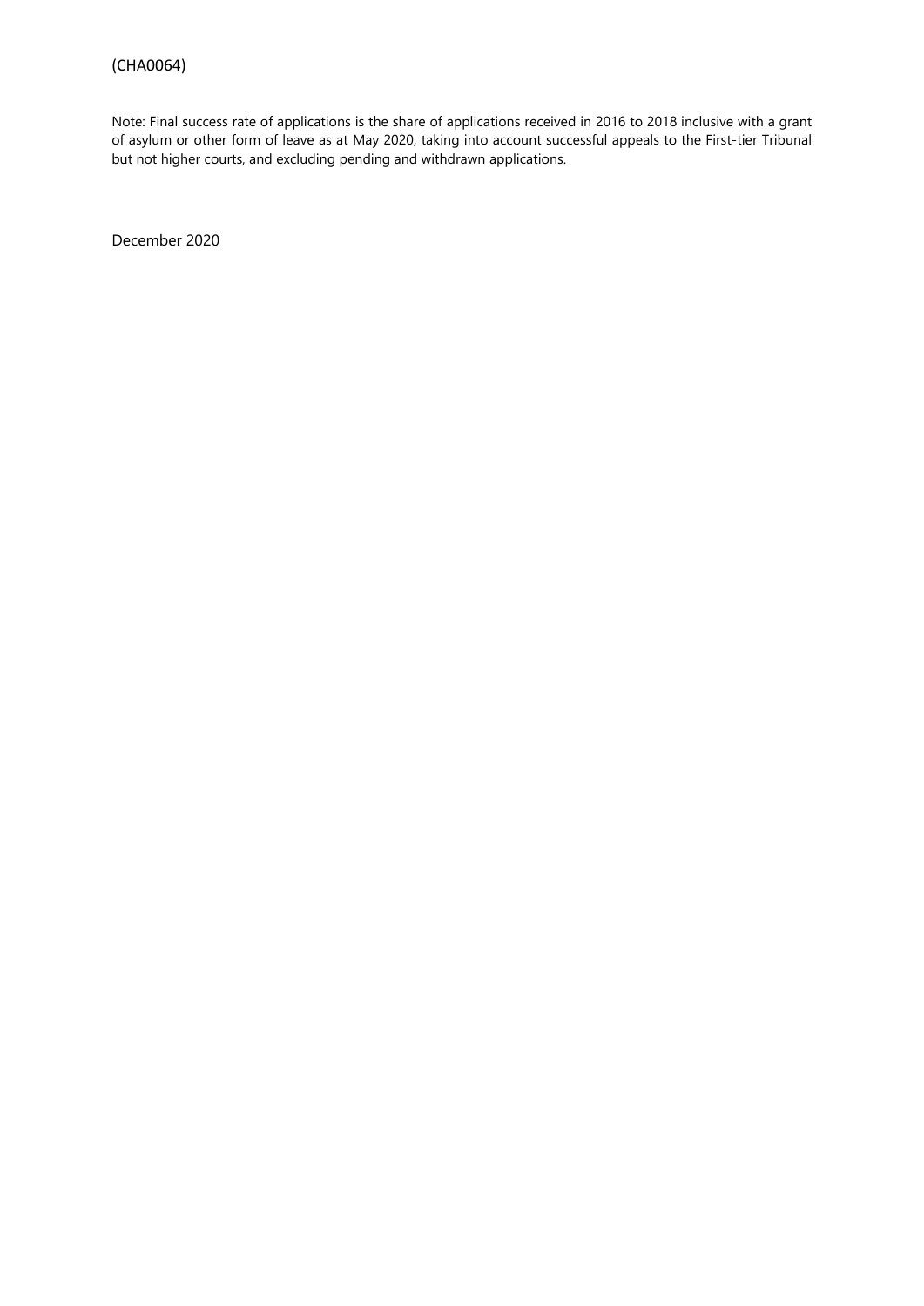(CHA0064)

Note: Final success rate of applications is the share of applications received in 2016 to 2018 inclusive with a grant of asylum or other form of leave as at May 2020, taking into account successful appeals to the First-tier Tribunal but not higher courts, and excluding pending and withdrawn applications.

December 2020